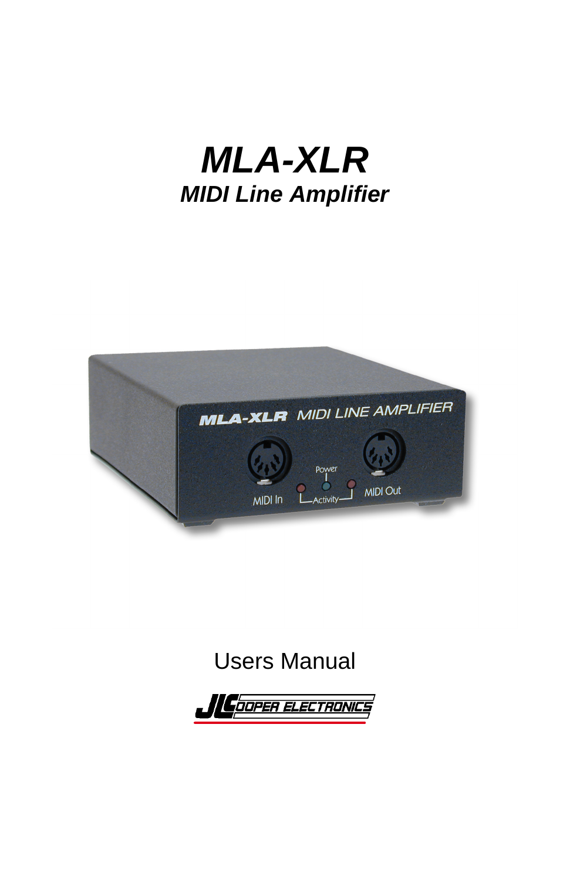# MLA-XLR

## MIDI Line Amplifier

Users Manual

JLCOOPER ELECTRONICS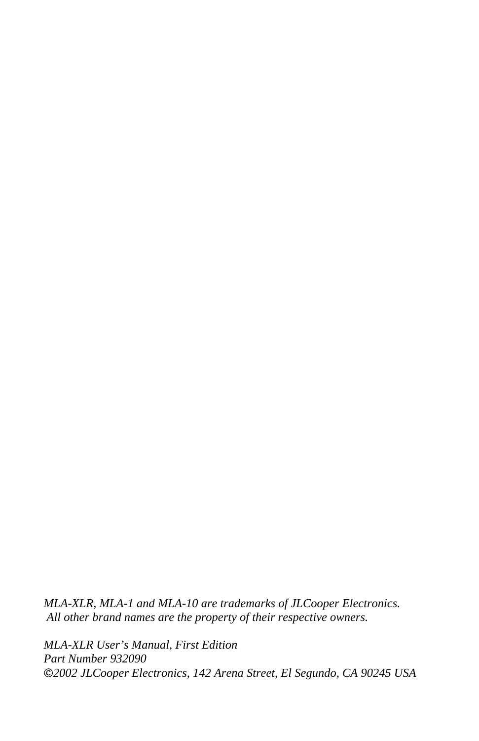*MLA-XLR, MLA-1 and MLA-10 are trademarks of JLCooper Electronics.*
*All other brand names are the property of their respective owners.*

*MLA-XLR User's Manual, First Edition*
*Part Number 932090*
*©2002 JLCooper Electronics, 142 Arena Street, El Segundo, CA 90245 USA*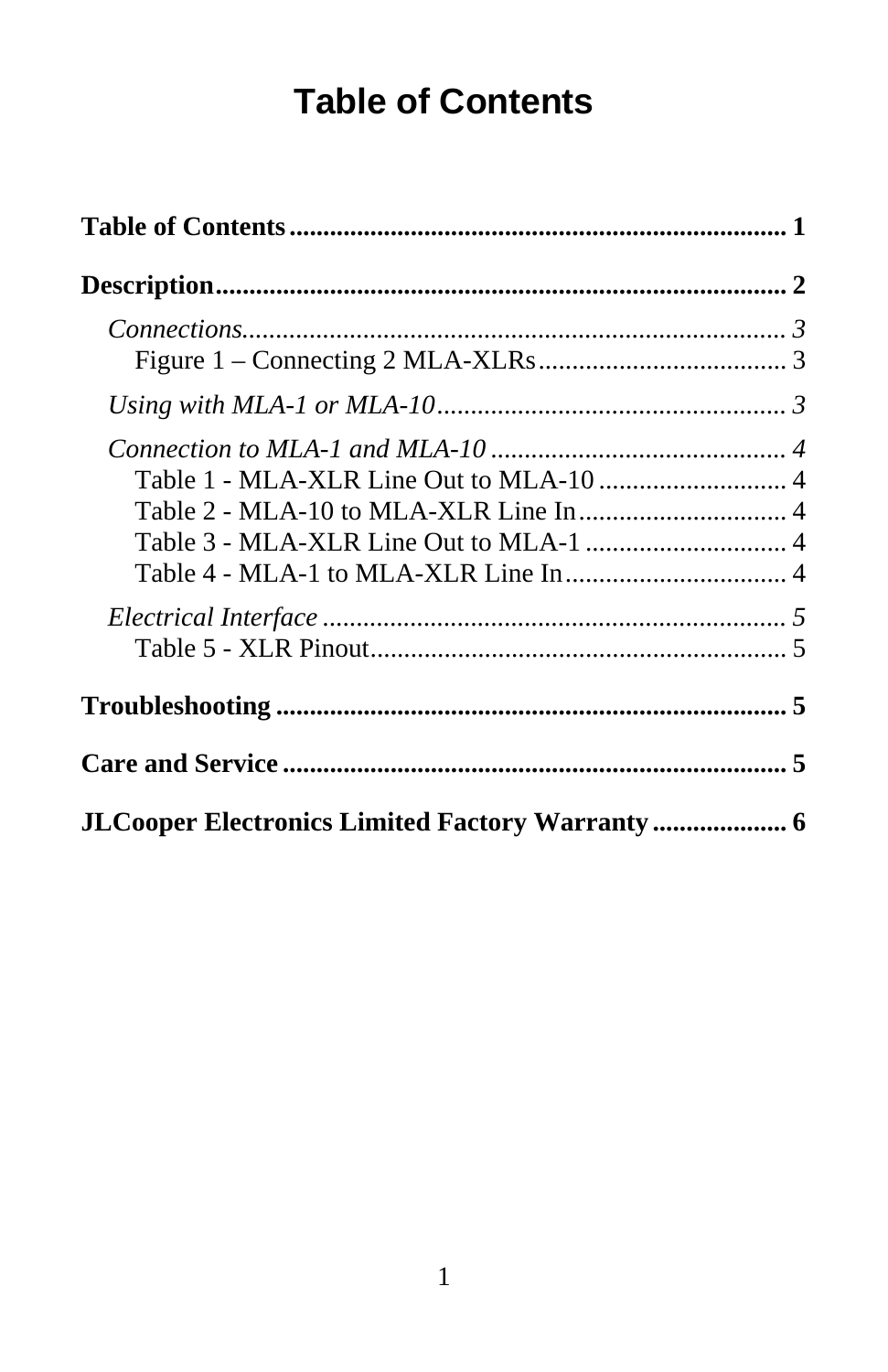# Table of Contents

**Table of Contents** .......................................................................... **1**

**Description** ..................................................................................... **2**

- *Connections* ................................................................................ *3*
  - Figure 1 – Connecting 2 MLA-XLRs ..................................... 3
- *Using with MLA-1 or MLA-10* .................................................... *3*
- *Connection to MLA-1 and MLA-10* ............................................ *4*
  - Table 1 - MLA-XLR Line Out to MLA-10 ............................ 4
  - Table 2 - MLA-10 to MLA-XLR Line In ............................... 4
  - Table 3 - MLA-XLR Line Out to MLA-1 .............................. 4
  - Table 4 - MLA-1 to MLA-XLR Line In ................................. 4
- *Electrical Interface* ..................................................................... *5*
  - Table 5 - XLR Pinout .............................................................. 5

**Troubleshooting** ........................................................................... **5**

**Care and Service** ........................................................................... **5**

**JLCooper Electronics Limited Factory Warranty** ................... **6**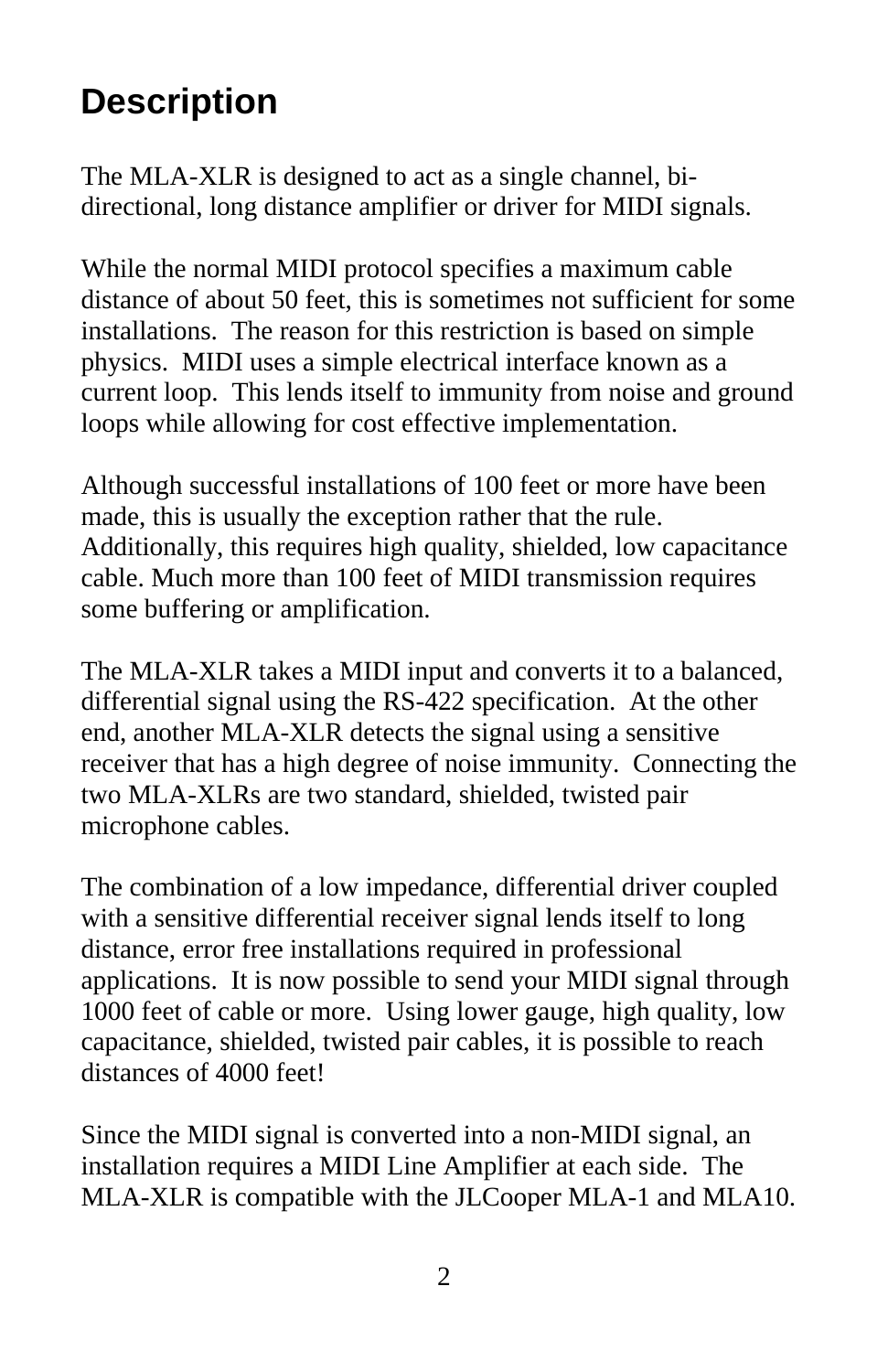# Description

The MLA-XLR is designed to act as a single channel, bi-directional, long distance amplifier or driver for MIDI signals.

While the normal MIDI protocol specifies a maximum cable distance of about 50 feet, this is sometimes not sufficient for some installations. The reason for this restriction is based on simple physics. MIDI uses a simple electrical interface known as a current loop. This lends itself to immunity from noise and ground loops while allowing for cost effective implementation.

Although successful installations of 100 feet or more have been made, this is usually the exception rather that the rule. Additionally, this requires high quality, shielded, low capacitance cable. Much more than 100 feet of MIDI transmission requires some buffering or amplification.

The MLA-XLR takes a MIDI input and converts it to a balanced, differential signal using the RS-422 specification. At the other end, another MLA-XLR detects the signal using a sensitive receiver that has a high degree of noise immunity. Connecting the two MLA-XLRs are two standard, shielded, twisted pair microphone cables.

The combination of a low impedance, differential driver coupled with a sensitive differential receiver signal lends itself to long distance, error free installations required in professional applications. It is now possible to send your MIDI signal through 1000 feet of cable or more. Using lower gauge, high quality, low capacitance, shielded, twisted pair cables, it is possible to reach distances of 4000 feet!

Since the MIDI signal is converted into a non-MIDI signal, an installation requires a MIDI Line Amplifier at each side. The MLA-XLR is compatible with the JLCooper MLA-1 and MLA10.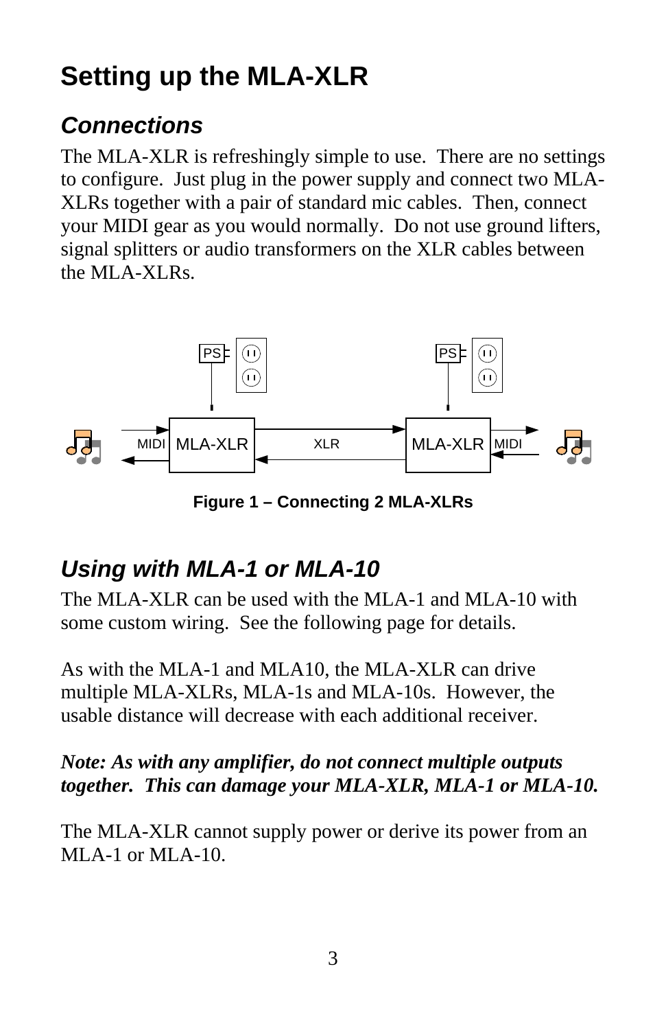# Setting up the MLA-XLR

## *Connections*

The MLA-XLR is refreshingly simple to use. There are no settings to configure. Just plug in the power supply and connect two MLA-XLRs together with a pair of standard mic cables. Then, connect your MIDI gear as you would normally. Do not use ground lifters, signal splitters or audio transformers on the XLR cables between the MLA-XLRs.

**Figure 1 – Connecting 2 MLA-XLRs**

## *Using with MLA-1 or MLA-10*

The MLA-XLR can be used with the MLA-1 and MLA-10 with some custom wiring. See the following page for details.

As with the MLA-1 and MLA10, the MLA-XLR can drive multiple MLA-XLRs, MLA-1s and MLA-10s. However, the usable distance will decrease with each additional receiver.

***Note: As with any amplifier, do not connect multiple outputs together. This can damage your MLA-XLR, MLA-1 or MLA-10.***

The MLA-XLR cannot supply power or derive its power from an MLA-1 or MLA-10.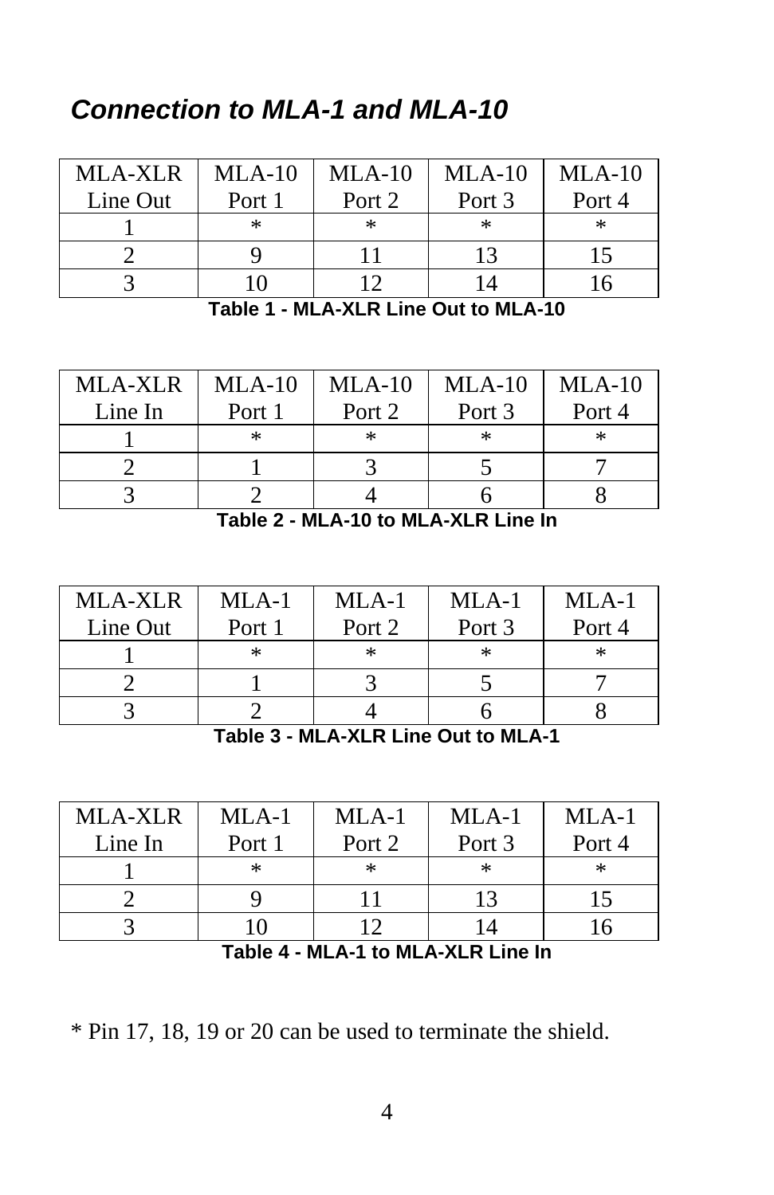## *Connection to MLA-1 and MLA-10*

| MLA-XLR Line Out | MLA-10 Port 1 | MLA-10 Port 2 | MLA-10 Port 3 | MLA-10 Port 4 |
|---|---|---|---|---|
| 1 | * | * | * | * |
| 2 | 9 | 11 | 13 | 15 |
| 3 | 10 | 12 | 14 | 16 |

**Table 1 - MLA-XLR Line Out to MLA-10**

| MLA-XLR Line In | MLA-10 Port 1 | MLA-10 Port 2 | MLA-10 Port 3 | MLA-10 Port 4 |
|---|---|---|---|---|
| 1 | * | * | * | * |
| 2 | 1 | 3 | 5 | 7 |
| 3 | 2 | 4 | 6 | 8 |

**Table 2 - MLA-10 to MLA-XLR Line In**

| MLA-XLR Line Out | MLA-1 Port 1 | MLA-1 Port 2 | MLA-1 Port 3 | MLA-1 Port 4 |
|---|---|---|---|---|
| 1 | * | * | * | * |
| 2 | 1 | 3 | 5 | 7 |
| 3 | 2 | 4 | 6 | 8 |

**Table 3 - MLA-XLR Line Out to MLA-1**

| MLA-XLR Line In | MLA-1 Port 1 | MLA-1 Port 2 | MLA-1 Port 3 | MLA-1 Port 4 |
|---|---|---|---|---|
| 1 | * | * | * | * |
| 2 | 9 | 11 | 13 | 15 |
| 3 | 10 | 12 | 14 | 16 |

**Table 4 - MLA-1 to MLA-XLR Line In**

* Pin 17, 18, 19 or 20 can be used to terminate the shield.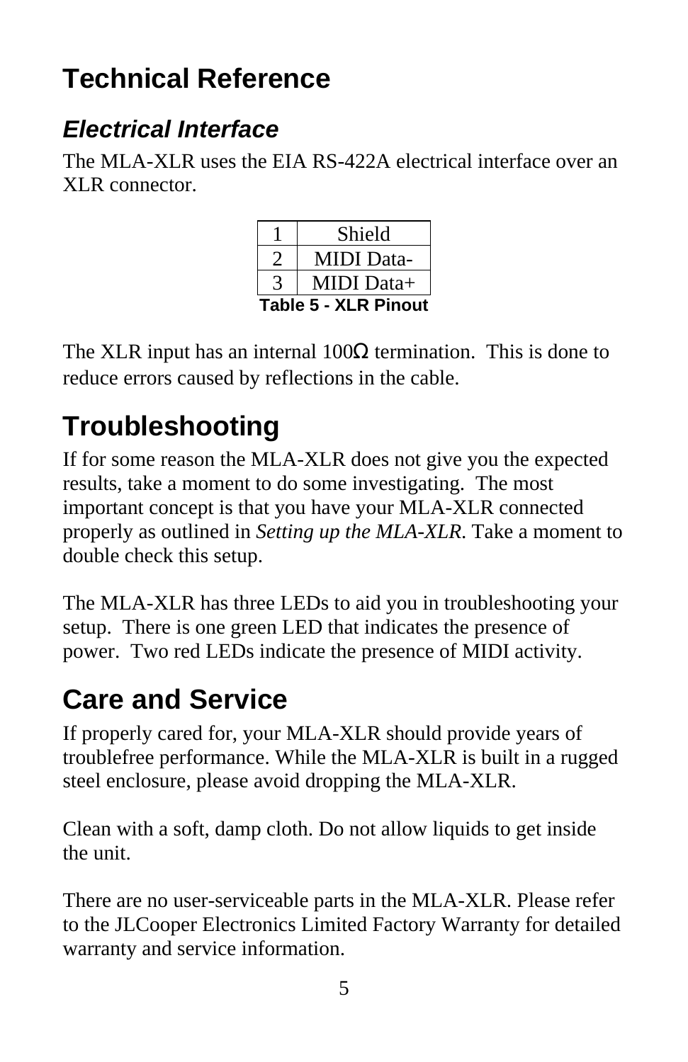# Technical Reference

## *Electrical Interface*

The MLA-XLR uses the EIA RS-422A electrical interface over an XLR connector.

| | |
|---|---|
| 1 | Shield |
| 2 | MIDI Data- |
| 3 | MIDI Data+ |

**Table 5 - XLR Pinout**

The XLR input has an internal 100Ω termination. This is done to reduce errors caused by reflections in the cable.

# Troubleshooting

If for some reason the MLA-XLR does not give you the expected results, take a moment to do some investigating. The most important concept is that you have your MLA-XLR connected properly as outlined in *Setting up the MLA-XLR*. Take a moment to double check this setup.

The MLA-XLR has three LEDs to aid you in troubleshooting your setup. There is one green LED that indicates the presence of power. Two red LEDs indicate the presence of MIDI activity.

# Care and Service

If properly cared for, your MLA-XLR should provide years of troublefree performance. While the MLA-XLR is built in a rugged steel enclosure, please avoid dropping the MLA-XLR.

Clean with a soft, damp cloth. Do not allow liquids to get inside the unit.

There are no user-serviceable parts in the MLA-XLR. Please refer to the JLCooper Electronics Limited Factory Warranty for detailed warranty and service information.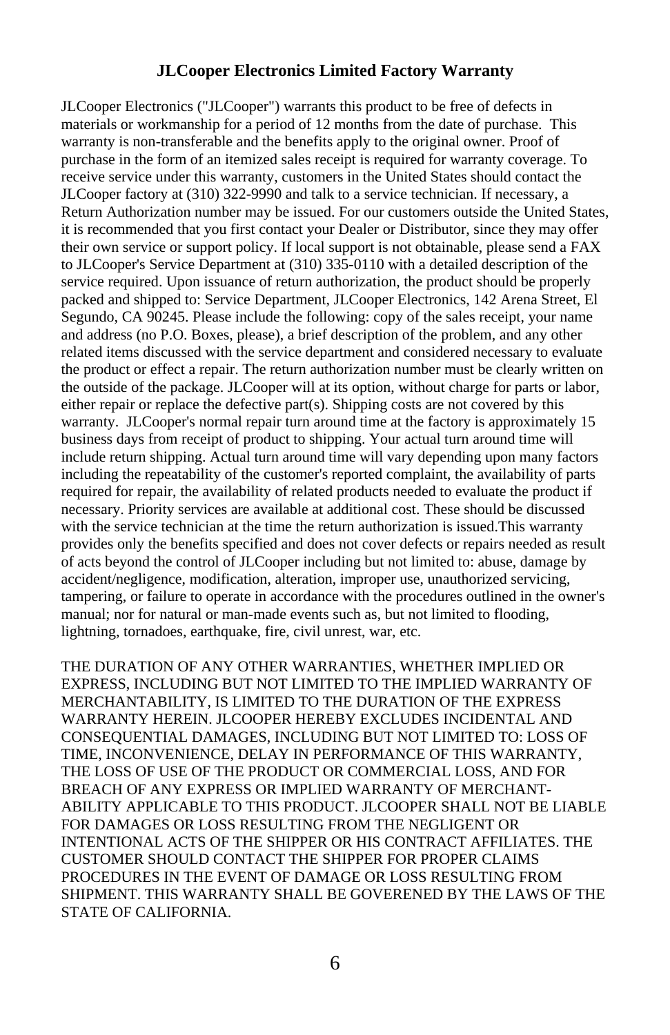## JLCooper Electronics Limited Factory Warranty

JLCooper Electronics ("JLCooper") warrants this product to be free of defects in materials or workmanship for a period of 12 months from the date of purchase. This warranty is non-transferable and the benefits apply to the original owner. Proof of purchase in the form of an itemized sales receipt is required for warranty coverage. To receive service under this warranty, customers in the United States should contact the JLCooper factory at (310) 322-9990 and talk to a service technician. If necessary, a Return Authorization number may be issued. For our customers outside the United States, it is recommended that you first contact your Dealer or Distributor, since they may offer their own service or support policy. If local support is not obtainable, please send a FAX to JLCooper's Service Department at (310) 335-0110 with a detailed description of the service required. Upon issuance of return authorization, the product should be properly packed and shipped to: Service Department, JLCooper Electronics, 142 Arena Street, El Segundo, CA 90245. Please include the following: copy of the sales receipt, your name and address (no P.O. Boxes, please), a brief description of the problem, and any other related items discussed with the service department and considered necessary to evaluate the product or effect a repair. The return authorization number must be clearly written on the outside of the package. JLCooper will at its option, without charge for parts or labor, either repair or replace the defective part(s). Shipping costs are not covered by this warranty. JLCooper's normal repair turn around time at the factory is approximately 15 business days from receipt of product to shipping. Your actual turn around time will include return shipping. Actual turn around time will vary depending upon many factors including the repeatability of the customer's reported complaint, the availability of parts required for repair, the availability of related products needed to evaluate the product if necessary. Priority services are available at additional cost. These should be discussed with the service technician at the time the return authorization is issued.This warranty provides only the benefits specified and does not cover defects or repairs needed as result of acts beyond the control of JLCooper including but not limited to: abuse, damage by accident/negligence, modification, alteration, improper use, unauthorized servicing, tampering, or failure to operate in accordance with the procedures outlined in the owner's manual; nor for natural or man-made events such as, but not limited to flooding, lightning, tornadoes, earthquake, fire, civil unrest, war, etc.

THE DURATION OF ANY OTHER WARRANTIES, WHETHER IMPLIED OR EXPRESS, INCLUDING BUT NOT LIMITED TO THE IMPLIED WARRANTY OF MERCHANTABILITY, IS LIMITED TO THE DURATION OF THE EXPRESS WARRANTY HEREIN. JLCOOPER HEREBY EXCLUDES INCIDENTAL AND CONSEQUENTIAL DAMAGES, INCLUDING BUT NOT LIMITED TO: LOSS OF TIME, INCONVENIENCE, DELAY IN PERFORMANCE OF THIS WARRANTY, THE LOSS OF USE OF THE PRODUCT OR COMMERCIAL LOSS, AND FOR BREACH OF ANY EXPRESS OR IMPLIED WARRANTY OF MERCHANT-ABILITY APPLICABLE TO THIS PRODUCT. JLCOOPER SHALL NOT BE LIABLE FOR DAMAGES OR LOSS RESULTING FROM THE NEGLIGENT OR INTENTIONAL ACTS OF THE SHIPPER OR HIS CONTRACT AFFILIATES. THE CUSTOMER SHOULD CONTACT THE SHIPPER FOR PROPER CLAIMS PROCEDURES IN THE EVENT OF DAMAGE OR LOSS RESULTING FROM SHIPMENT. THIS WARRANTY SHALL BE GOVERENED BY THE LAWS OF THE STATE OF CALIFORNIA.